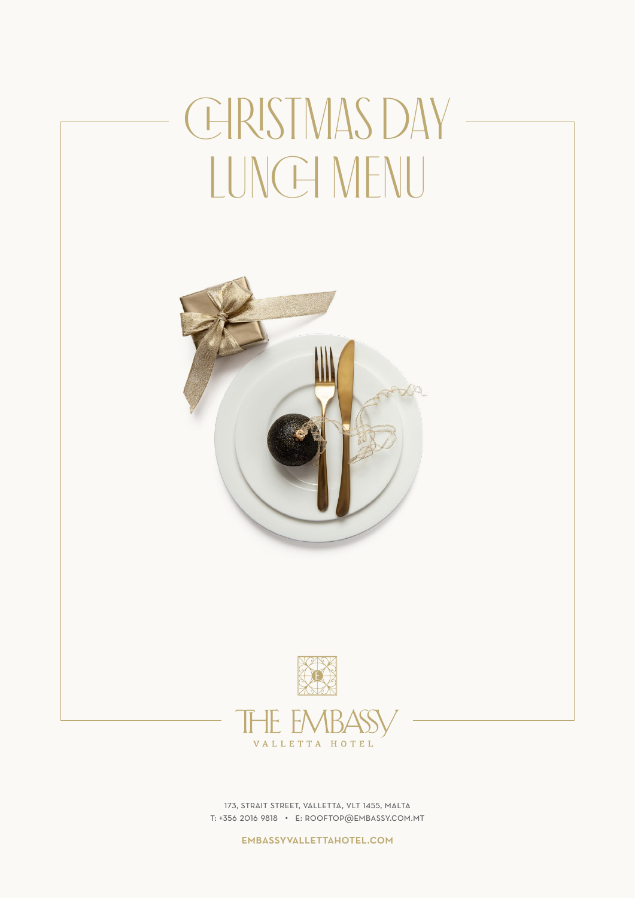# CHRISTMAS DAY LUNCH MENU

THE EMBASSY

VALLETTA HOTEL

173, STRAIT STREET, VALLETTA, VLT 1455, MALTA
T: +356 2016 9818 • E: ROOFTOP@EMBASSY.COM.MT

**EMBASSYVALLETTAHOTEL.COM**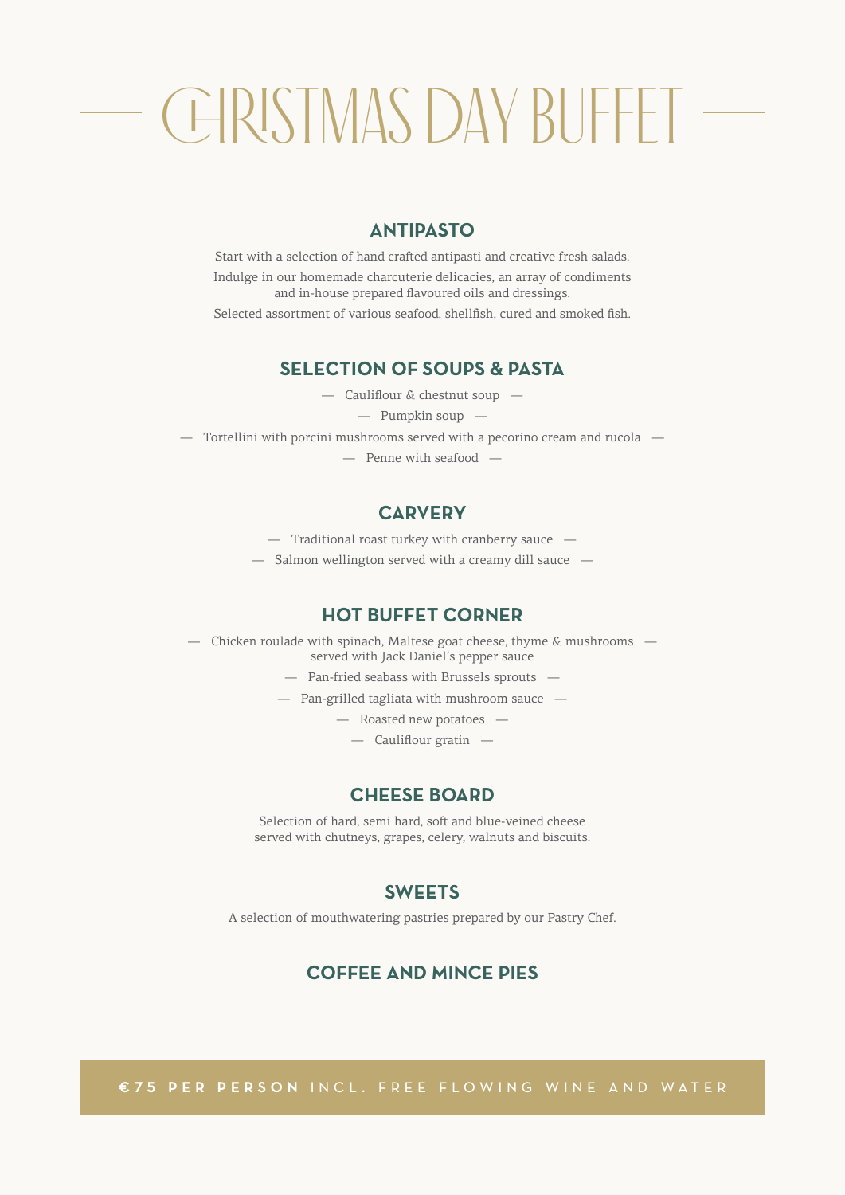# CHRISTMAS DAY BUFFET

## ANTIPASTO

Start with a selection of hand crafted antipasti and creative fresh salads.

Indulge in our homemade charcuterie delicacies, an array of condiments and in-house prepared flavoured oils and dressings.

Selected assortment of various seafood, shellfish, cured and smoked fish.

## SELECTION OF SOUPS & PASTA

— Cauliflour & chestnut soup —

— Pumpkin soup —

— Tortellini with porcini mushrooms served with a pecorino cream and rucola —

— Penne with seafood —

## CARVERY

— Traditional roast turkey with cranberry sauce —

— Salmon wellington served with a creamy dill sauce —

## HOT BUFFET CORNER

— Chicken roulade with spinach, Maltese goat cheese, thyme & mushrooms — served with Jack Daniel's pepper sauce

— Pan-fried seabass with Brussels sprouts —

— Pan-grilled tagliata with mushroom sauce —

— Roasted new potatoes —

— Cauliflour gratin —

## CHEESE BOARD

Selection of hard, semi hard, soft and blue-veined cheese served with chutneys, grapes, celery, walnuts and biscuits.

## SWEETS

A selection of mouthwatering pastries prepared by our Pastry Chef.

## COFFEE AND MINCE PIES

**€75 PER PERSON** INCL. FREE FLOWING WINE AND WATER